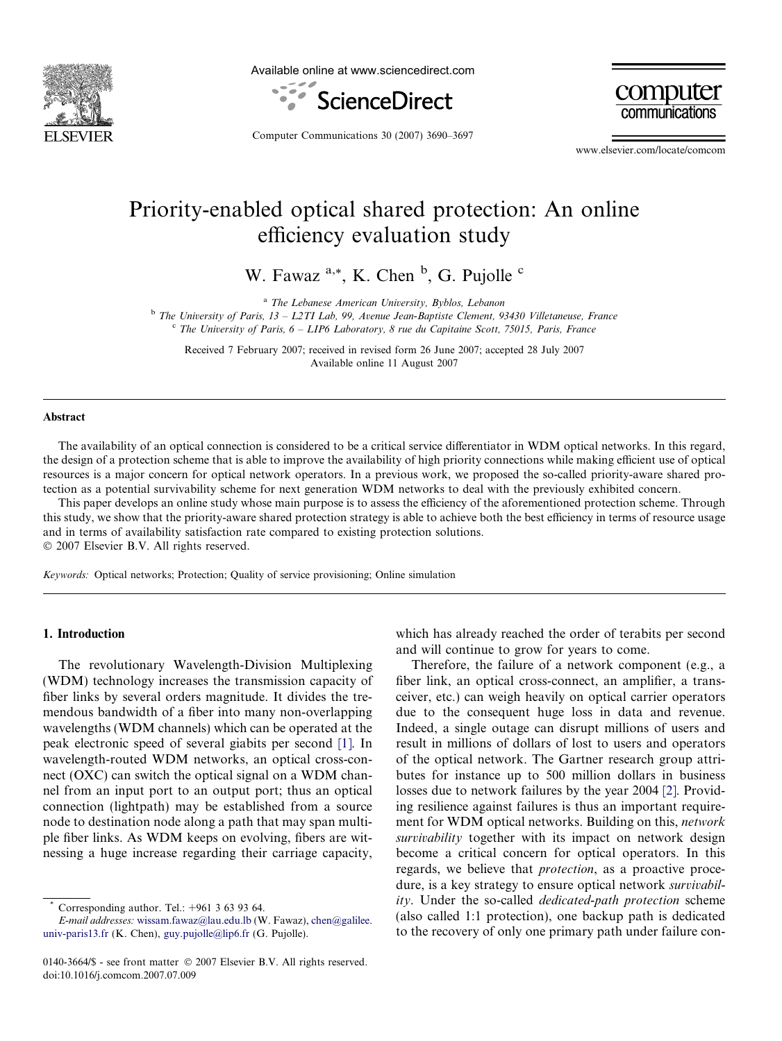# Priority-enabled optical shared protection: An online efficiency evaluation study

W. Fawaz [a,*], K. Chen [b], G. Pujolle [c]

[a] The Lebanese American University, Byblos, Lebanon

[b] The University of Paris, 13 – L2TI Lab, 99, Avenue Jean-Baptiste Clement, 93430 Villetaneuse, France

[c] The University of Paris, 6 – LIP6 Laboratory, 8 rue du Capitaine Scott, 75015, Paris, France

Received 7 February 2007; received in revised form 26 June 2007; accepted 28 July 2007
Available online 11 August 2007

## Abstract

The availability of an optical connection is considered to be a critical service differentiator in WDM optical networks. In this regard, the design of a protection scheme that is able to improve the availability of high priority connections while making efficient use of optical resources is a major concern for optical network operators. In a previous work, we proposed the so-called priority-aware shared protection as a potential survivability scheme for next generation WDM networks to deal with the previously exhibited concern.

This paper develops an online study whose main purpose is to assess the efficiency of the aforementioned protection scheme. Through this study, we show that the priority-aware shared protection strategy is able to achieve both the best efficiency in terms of resource usage and in terms of availability satisfaction rate compared to existing protection solutions.

© 2007 Elsevier B.V. All rights reserved.

*Keywords:* Optical networks; Protection; Quality of service provisioning; Online simulation

## 1. Introduction

The revolutionary Wavelength-Division Multiplexing (WDM) technology increases the transmission capacity of fiber links by several orders magnitude. It divides the tremendous bandwidth of a fiber into many non-overlapping wavelengths (WDM channels) which can be operated at the peak electronic speed of several giabits per second [1]. In wavelength-routed WDM networks, an optical cross-connect (OXC) can switch the optical signal on a WDM channel from an input port to an output port; thus an optical connection (lightpath) may be established from a source node to destination node along a path that may span multiple fiber links. As WDM keeps on evolving, fibers are witnessing a huge increase regarding their carriage capacity, which has already reached the order of terabits per second and will continue to grow for years to come.

Therefore, the failure of a network component (e.g., a fiber link, an optical cross-connect, an amplifier, a transceiver, etc.) can weigh heavily on optical carrier operators due to the consequent huge loss in data and revenue. Indeed, a single outage can disrupt millions of users and result in millions of dollars of lost to users and operators of the optical network. The Gartner research group attributes for instance up to 500 million dollars in business losses due to network failures by the year 2004 [2]. Providing resilience against failures is thus an important requirement for WDM optical networks. Building on this, *network survivability* together with its impact on network design become a critical concern for optical operators. In this regards, we believe that *protection*, as a proactive procedure, is a key strategy to ensure optical network *survivability*. Under the so-called *dedicated-path protection* scheme (also called 1:1 protection), one backup path is dedicated to the recovery of only one primary path under failure con-

* Corresponding author. Tel.: +961 3 63 93 64.
*E-mail addresses:* wissam.fawaz@lau.edu.lb (W. Fawaz), chen@galilee.univ-paris13.fr (K. Chen), guy.pujolle@lip6.fr (G. Pujolle).

0140-3664/$ - see front matter © 2007 Elsevier B.V. All rights reserved.
doi:10.1016/j.comcom.2007.07.009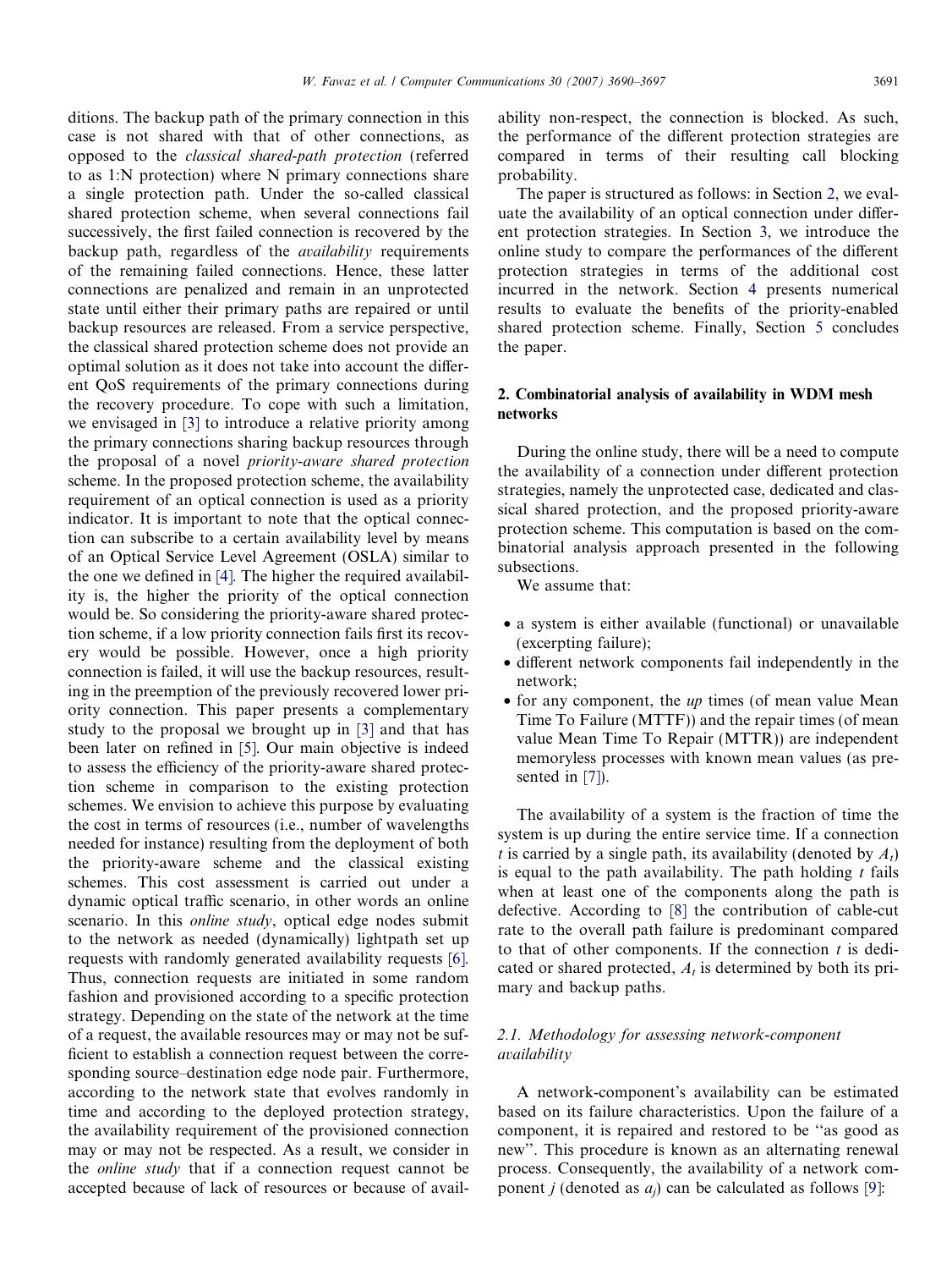ditions. The backup path of the primary connection in this case is not shared with that of other connections, as opposed to the *classical shared-path protection* (referred to as 1:N protection) where N primary connections share a single protection path. Under the so-called classical shared protection scheme, when several connections fail successively, the first failed connection is recovered by the backup path, regardless of the *availability* requirements of the remaining failed connections. Hence, these latter connections are penalized and remain in an unprotected state until either their primary paths are repaired or until backup resources are released. From a service perspective, the classical shared protection scheme does not provide an optimal solution as it does not take into account the different QoS requirements of the primary connections during the recovery procedure. To cope with such a limitation, we envisaged in [3] to introduce a relative priority among the primary connections sharing backup resources through the proposal of a novel *priority-aware shared protection* scheme. In the proposed protection scheme, the availability requirement of an optical connection is used as a priority indicator. It is important to note that the optical connection can subscribe to a certain availability level by means of an Optical Service Level Agreement (OSLA) similar to the one we defined in [4]. The higher the required availability is, the higher the priority of the optical connection would be. So considering the priority-aware shared protection scheme, if a low priority connection fails first its recovery would be possible. However, once a high priority connection is failed, it will use the backup resources, resulting in the preemption of the previously recovered lower priority connection. This paper presents a complementary study to the proposal we brought up in [3] and that has been later on refined in [5]. Our main objective is indeed to assess the efficiency of the priority-aware shared protection scheme in comparison to the existing protection schemes. We envision to achieve this purpose by evaluating the cost in terms of resources (i.e., number of wavelengths needed for instance) resulting from the deployment of both the priority-aware scheme and the classical existing schemes. This cost assessment is carried out under a dynamic optical traffic scenario, in other words an online scenario. In this *online study*, optical edge nodes submit to the network as needed (dynamically) lightpath set up requests with randomly generated availability requests [6]. Thus, connection requests are initiated in some random fashion and provisioned according to a specific protection strategy. Depending on the state of the network at the time of a request, the available resources may or may not be sufficient to establish a connection request between the corresponding source–destination edge node pair. Furthermore, according to the network state that evolves randomly in time and according to the deployed protection strategy, the availability requirement of the provisioned connection may or may not be respected. As a result, we consider in the *online study* that if a connection request cannot be accepted because of lack of resources or because of availability non-respect, the connection is blocked. As such, the performance of the different protection strategies are compared in terms of their resulting call blocking probability.

The paper is structured as follows: in Section 2, we evaluate the availability of an optical connection under different protection strategies. In Section 3, we introduce the online study to compare the performances of the different protection strategies in terms of the additional cost incurred in the network. Section 4 presents numerical results to evaluate the benefits of the priority-enabled shared protection scheme. Finally, Section 5 concludes the paper.

## 2. Combinatorial analysis of availability in WDM mesh networks

During the online study, there will be a need to compute the availability of a connection under different protection strategies, namely the unprotected case, dedicated and classical shared protection, and the proposed priority-aware protection scheme. This computation is based on the combinatorial analysis approach presented in the following subsections.

We assume that:

- a system is either available (functional) or unavailable (excerpting failure);
- different network components fail independently in the network;
- for any component, the *up* times (of mean value Mean Time To Failure (MTTF)) and the repair times (of mean value Mean Time To Repair (MTTR)) are independent memoryless processes with known mean values (as presented in [7]).

The availability of a system is the fraction of time the system is up during the entire service time. If a connection $t$ is carried by a single path, its availability (denoted by $A_t$) is equal to the path availability. The path holding $t$ fails when at least one of the components along the path is defective. According to [8] the contribution of cable-cut rate to the overall path failure is predominant compared to that of other components. If the connection $t$ is dedicated or shared protected, $A_t$ is determined by both its primary and backup paths.

### 2.1. Methodology for assessing network-component availability

A network-component's availability can be estimated based on its failure characteristics. Upon the failure of a component, it is repaired and restored to be "as good as new". This procedure is known as an alternating renewal process. Consequently, the availability of a network component $j$ (denoted as $a_j$) can be calculated as follows [9]: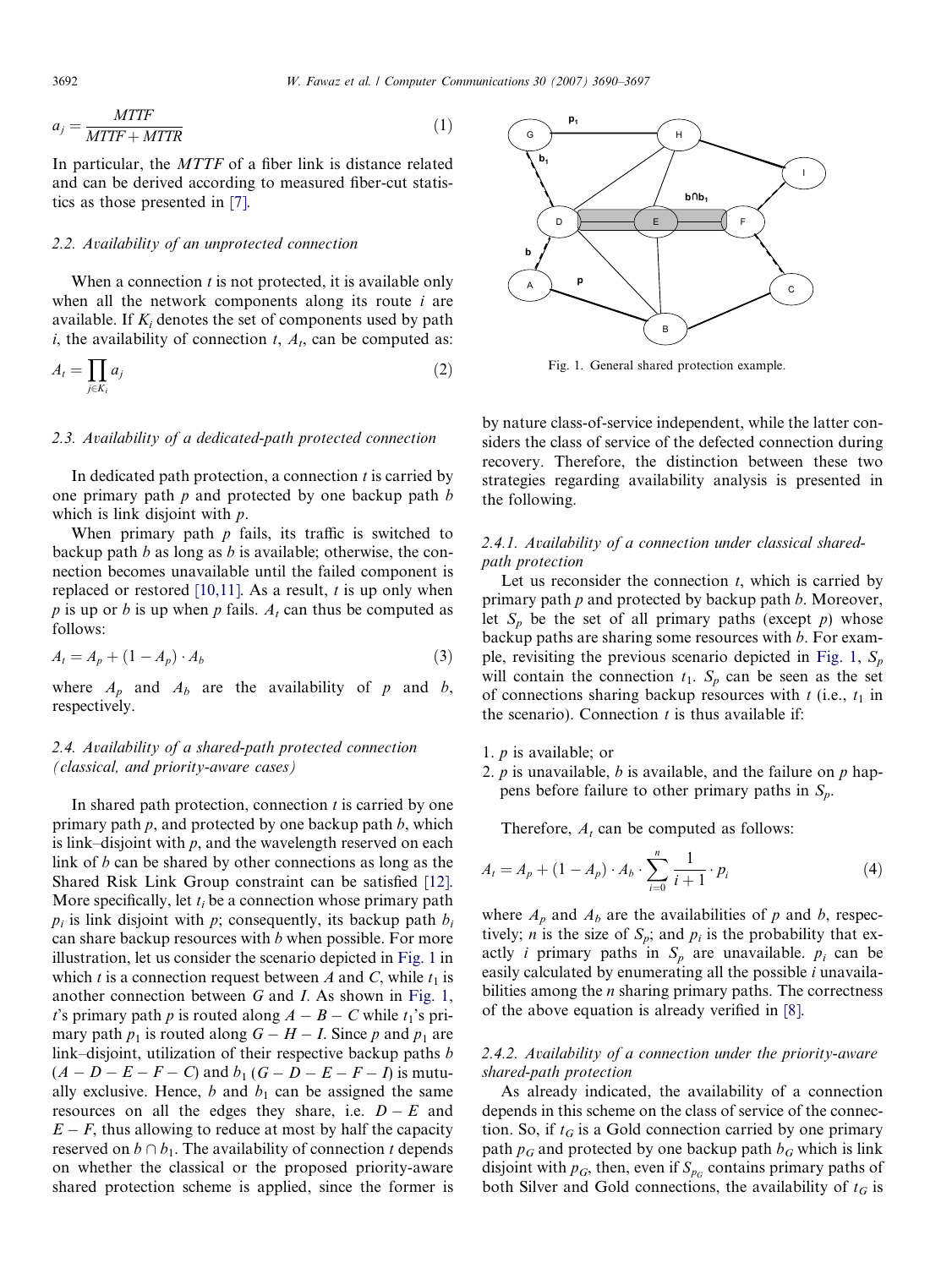$$a_j = \frac{MTTF}{MTTF + MTTR} \tag{1}$$

In particular, the $MTTF$ of a fiber link is distance related and can be derived according to measured fiber-cut statistics as those presented in [7].

### 2.2. Availability of an unprotected connection

When a connection $t$ is not protected, it is available only when all the network components along its route $i$ are available. If $K_i$ denotes the set of components used by path $i$, the availability of connection $t$, $A_t$, can be computed as:

$$A_t = \prod_{j \in K_i} a_j \tag{2}$$

### 2.3. Availability of a dedicated-path protected connection

In dedicated path protection, a connection $t$ is carried by one primary path $p$ and protected by one backup path $b$ which is link disjoint with $p$.

When primary path $p$ fails, its traffic is switched to backup path $b$ as long as $b$ is available; otherwise, the connection becomes unavailable until the failed component is replaced or restored [10,11]. As a result, $t$ is up only when $p$ is up or $b$ is up when $p$ fails. $A_t$ can thus be computed as follows:

$$A_t = A_p + (1 - A_p) \cdot A_b \tag{3}$$

where $A_p$ and $A_b$ are the availability of $p$ and $b$, respectively.

### 2.4. Availability of a shared-path protected connection (classical, and priority-aware cases)

In shared path protection, connection $t$ is carried by one primary path $p$, and protected by one backup path $b$, which is link–disjoint with $p$, and the wavelength reserved on each link of $b$ can be shared by other connections as long as the Shared Risk Link Group constraint can be satisfied [12]. More specifically, let $t_i$ be a connection whose primary path $p_i$ is link disjoint with $p$; consequently, its backup path $b_i$ can share backup resources with $b$ when possible. For more illustration, let us consider the scenario depicted in Fig. 1 in which $t$ is a connection request between $A$ and $C$, while $t_1$ is another connection between $G$ and $I$. As shown in Fig. 1, $t$'s primary path $p$ is routed along $A-B-C$ while $t_1$'s primary path $p_1$ is routed along $G-H-I$. Since $p$ and $p_1$ are link–disjoint, utilization of their respective backup paths $b$ ($A-D-E-F-C$) and $b_1$ ($G-D-E-F-I$) is mutually exclusive. Hence, $b$ and $b_1$ can be assigned the same resources on all the edges they share, i.e. $D-E$ and $E-F$, thus allowing to reduce at most by half the capacity reserved on $b \cap b_1$. The availability of connection $t$ depends on whether the classical or the proposed priority-aware shared protection scheme is applied, since the former is by nature class-of-service independent, while the latter considers the class of service of the defected connection during recovery. Therefore, the distinction between these two strategies regarding availability analysis is presented in the following.

Fig. 1. General shared protection example.

#### 2.4.1. Availability of a connection under classical shared-path protection

Let us reconsider the connection $t$, which is carried by primary path $p$ and protected by backup path $b$. Moreover, let $S_p$ be the set of all primary paths (except $p$) whose backup paths are sharing some resources with $b$. For example, revisiting the previous scenario depicted in Fig. 1, $S_p$ will contain the connection $t_1$. $S_p$ can be seen as the set of connections sharing backup resources with $t$ (i.e., $t_1$ in the scenario). Connection $t$ is thus available if:

1. $p$ is available; or
2. $p$ is unavailable, $b$ is available, and the failure on $p$ happens before failure to other primary paths in $S_p$.

Therefore, $A_t$ can be computed as follows:

$$A_t = A_p + (1 - A_p) \cdot A_b \cdot \sum_{i=0}^{n} \frac{1}{i+1} \cdot p_i \tag{4}$$

where $A_p$ and $A_b$ are the availabilities of $p$ and $b$, respectively; $n$ is the size of $S_p$; and $p_i$ is the probability that exactly $i$ primary paths in $S_p$ are unavailable. $p_i$ can be easily calculated by enumerating all the possible $i$ unavailabilities among the $n$ sharing primary paths. The correctness of the above equation is already verified in [8].

#### 2.4.2. Availability of a connection under the priority-aware shared-path protection

As already indicated, the availability of a connection depends in this scheme on the class of service of the connection. So, if $t_G$ is a Gold connection carried by one primary path $p_G$ and protected by one backup path $b_G$ which is link disjoint with $p_G$, then, even if $S_{p_G}$ contains primary paths of both Silver and Gold connections, the availability of $t_G$ is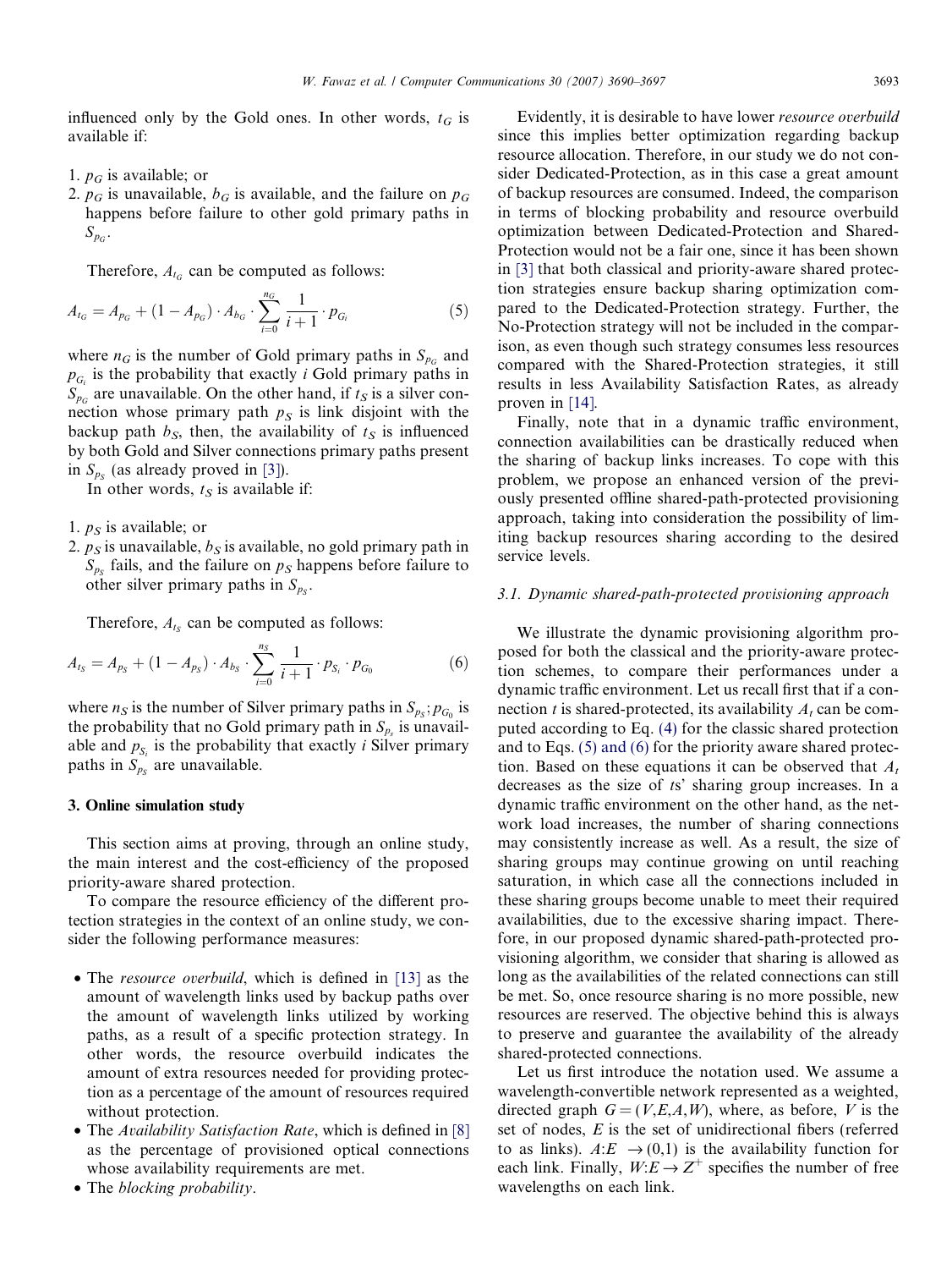influenced only by the Gold ones. In other words, $t_G$ is available if:

1. $p_G$ is available; or
2. $p_G$ is unavailable, $b_G$ is available, and the failure on $p_G$ happens before failure to other gold primary paths in $S_{p_G}$.

Therefore, $A_{t_G}$ can be computed as follows:

$$A_{t_G} = A_{p_G} + (1 - A_{p_G}) \cdot A_{b_G} \cdot \sum_{i=0}^{n_G} \frac{1}{i+1} \cdot p_{G_i} \tag{5}$$

where $n_G$ is the number of Gold primary paths in $S_{p_G}$ and $p_{G_i}$ is the probability that exactly $i$ Gold primary paths in $S_{p_G}$ are unavailable. On the other hand, if $t_S$ is a silver connection whose primary path $p_S$ is link disjoint with the backup path $b_S$, then, the availability of $t_S$ is influenced by both Gold and Silver connections primary paths present in $S_{p_S}$ (as already proved in [3]).

In other words, $t_S$ is available if:

1. $p_S$ is available; or
2. $p_S$ is unavailable, $b_S$ is available, no gold primary path in $S_{p_S}$ fails, and the failure on $p_S$ happens before failure to other silver primary paths in $S_{p_S}$.

Therefore, $A_{t_S}$ can be computed as follows:

$$A_{t_S} = A_{p_S} + (1 - A_{p_S}) \cdot A_{b_S} \cdot \sum_{i=0}^{n_S} \frac{1}{i+1} \cdot p_{S_i} \cdot p_{G_0} \tag{6}$$

where $n_S$ is the number of Silver primary paths in $S_{p_S}$; $p_{G_0}$ is the probability that no Gold primary path in $S_{p_s}$ is unavailable and $p_{S_i}$ is the probability that exactly $i$ Silver primary paths in $S_{p_S}$ are unavailable.

## 3. Online simulation study

This section aims at proving, through an online study, the main interest and the cost-efficiency of the proposed priority-aware shared protection.

To compare the resource efficiency of the different protection strategies in the context of an online study, we consider the following performance measures:

- The *resource overbuild*, which is defined in [13] as the amount of wavelength links used by backup paths over the amount of wavelength links utilized by working paths, as a result of a specific protection strategy. In other words, the resource overbuild indicates the amount of extra resources needed for providing protection as a percentage of the amount of resources required without protection.
- The *Availability Satisfaction Rate*, which is defined in [8] as the percentage of provisioned optical connections whose availability requirements are met.
- The *blocking probability*.

Evidently, it is desirable to have lower *resource overbuild* since this implies better optimization regarding backup resource allocation. Therefore, in our study we do not consider Dedicated-Protection, as in this case a great amount of backup resources are consumed. Indeed, the comparison in terms of blocking probability and resource overbuild optimization between Dedicated-Protection and Shared-Protection would not be a fair one, since it has been shown in [3] that both classical and priority-aware shared protection strategies ensure backup sharing optimization compared to the Dedicated-Protection strategy. Further, the No-Protection strategy will not be included in the comparison, as even though such strategy consumes less resources compared with the Shared-Protection strategies, it still results in less Availability Satisfaction Rates, as already proven in [14].

Finally, note that in a dynamic traffic environment, connection availabilities can be drastically reduced when the sharing of backup links increases. To cope with this problem, we propose an enhanced version of the previously presented offline shared-path-protected provisioning approach, taking into consideration the possibility of limiting backup resources sharing according to the desired service levels.

### 3.1. Dynamic shared-path-protected provisioning approach

We illustrate the dynamic provisioning algorithm proposed for both the classical and the priority-aware protection schemes, to compare their performances under a dynamic traffic environment. Let us recall first that if a connection $t$ is shared-protected, its availability $A_t$ can be computed according to Eq. (4) for the classic shared protection and to Eqs. (5) and (6) for the priority aware shared protection. Based on these equations it can be observed that $A_t$ decreases as the size of $t$s' sharing group increases. In a dynamic traffic environment on the other hand, as the network load increases, the number of sharing connections may consistently increase as well. As a result, the size of sharing groups may continue growing on until reaching saturation, in which case all the connections included in these sharing groups become unable to meet their required availabilities, due to the excessive sharing impact. Therefore, in our proposed dynamic shared-path-protected provisioning algorithm, we consider that sharing is allowed as long as the availabilities of the related connections can still be met. So, once resource sharing is no more possible, new resources are reserved. The objective behind this is always to preserve and guarantee the availability of the already shared-protected connections.

Let us first introduce the notation used. We assume a wavelength-convertible network represented as a weighted, directed graph $G = (V,E,A,W)$, where, as before, $V$ is the set of nodes, $E$ is the set of unidirectional fibers (referred to as links). $A{:}E \rightarrow (0,1)$ is the availability function for each link. Finally, $W{:}E \rightarrow Z^{+}$ specifies the number of free wavelengths on each link.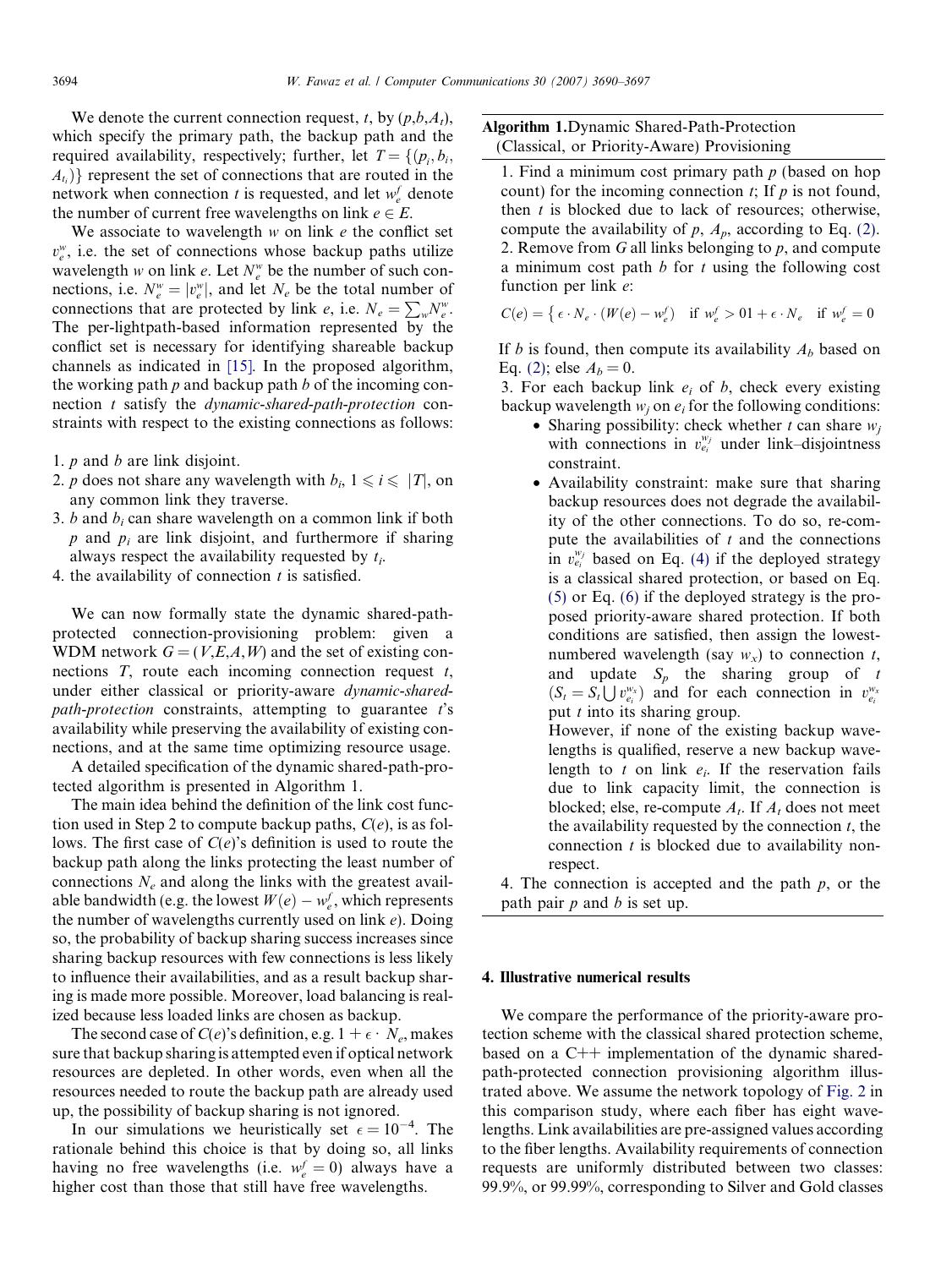We denote the current connection request, $t$, by $(p,b,A_t)$, which specify the primary path, the backup path and the required availability, respectively; further, let $T = \{(p_i, b_i, A_{t_i})\}$ represent the set of connections that are routed in the network when connection $t$ is requested, and let $w_e^f$ denote the number of current free wavelengths on link $e \in E$.

We associate to wavelength $w$ on link $e$ the conflict set $v_e^w$, i.e. the set of connections whose backup paths utilize wavelength $w$ on link $e$. Let $N_e^w$ be the number of such connections, i.e. $N_e^w = |v_e^w|$, and let $N_e$ be the total number of connections that are protected by link $e$, i.e. $N_e = \sum_w N_e^w$. The per-lightpath-based information represented by the conflict set is necessary for identifying shareable backup channels as indicated in [15]. In the proposed algorithm, the working path $p$ and backup path $b$ of the incoming connection $t$ satisfy the *dynamic-shared-path-protection* constraints with respect to the existing connections as follows:

1. $p$ and $b$ are link disjoint.
2. $p$ does not share any wavelength with $b_i$, $1 \leqslant i \leqslant |T|$, on any common link they traverse.
3. $b$ and $b_i$ can share wavelength on a common link if both $p$ and $p_i$ are link disjoint, and furthermore if sharing always respect the availability requested by $t_i$.
4. the availability of connection $t$ is satisfied.

We can now formally state the dynamic shared-path-protected connection-provisioning problem: given a WDM network $G = (V,E,A,W)$ and the set of existing connections $T$, route each incoming connection request $t$, under either classical or priority-aware *dynamic-shared-path-protection* constraints, attempting to guarantee $t$'s availability while preserving the availability of existing connections, and at the same time optimizing resource usage.

A detailed specification of the dynamic shared-path-protected algorithm is presented in Algorithm 1.

The main idea behind the definition of the link cost function used in Step 2 to compute backup paths, $C(e)$, is as follows. The first case of $C(e)$'s definition is used to route the backup path along the links protecting the least number of connections $N_e$ and along the links with the greatest available bandwidth (e.g. the lowest $W(e) - w_e^f$, which represents the number of wavelengths currently used on link $e$). Doing so, the probability of backup sharing success increases since sharing backup resources with few connections is less likely to influence their availabilities, and as a result backup sharing is made more possible. Moreover, load balancing is realized because less loaded links are chosen as backup.

The second case of $C(e)$'s definition, e.g. $1 + \epsilon \cdot N_e$, makes sure that backup sharing is attempted even if optical network resources are depleted. In other words, even when all the resources needed to route the backup path are already used up, the possibility of backup sharing is not ignored.

In our simulations we heuristically set $\epsilon = 10^{-4}$. The rationale behind this choice is that by doing so, all links having no free wavelengths (i.e. $w_e^f = 0$) always have a higher cost than those that still have free wavelengths.

**Algorithm 1.** Dynamic Shared-Path-Protection (Classical, or Priority-Aware) Provisioning

1. Find a minimum cost primary path $p$ (based on hop count) for the incoming connection $t$; If $p$ is not found, then $t$ is blocked due to lack of resources; otherwise, compute the availability of $p$, $A_p$, according to Eq. (2).
2. Remove from $G$ all links belonging to $p$, and compute a minimum cost path $b$ for $t$ using the following cost function per link $e$:

$$C(e) = \{ \epsilon \cdot N_e \cdot (W(e) - w_e^f) \quad \text{if } w_e^f > 0 1 + \epsilon \cdot N_e \quad \text{if } w_e^f = 0$$

If $b$ is found, then compute its availability $A_b$ based on Eq. (2); else $A_b = 0$.

3. For each backup link $e_i$ of $b$, check every existing backup wavelength $w_j$ on $e_i$ for the following conditions:
   - Sharing possibility: check whether $t$ can share $w_j$ with connections in $v_{e_i}^{w_j}$ under link–disjointness constraint.
   - Availability constraint: make sure that sharing backup resources does not degrade the availability of the other connections. To do so, re-compute the availabilities of $t$ and the connections in $v_{e_i}^{w_j}$ based on Eq. (4) if the deployed strategy is a classical shared protection, or based on Eq. (5) or Eq. (6) if the deployed strategy is the proposed priority-aware shared protection. If both conditions are satisfied, then assign the lowest-numbered wavelength (say $w_x$) to connection $t$, and update $S_p$ the sharing group of $t$ $(S_t = S_t \bigcup v_{e_i}^{w_x})$ and for each connection in $v_{e_i}^{w_x}$ put $t$ into its sharing group.

     However, if none of the existing backup wavelengths is qualified, reserve a new backup wavelength to $t$ on link $e_i$. If the reservation fails due to link capacity limit, the connection is blocked; else, re-compute $A_t$. If $A_t$ does not meet the availability requested by the connection $t$, the connection $t$ is blocked due to availability non-respect.
4. The connection is accepted and the path $p$, or the path pair $p$ and $b$ is set up.

## 4. Illustrative numerical results

We compare the performance of the priority-aware protection scheme with the classical shared protection scheme, based on a C++ implementation of the dynamic shared-path-protected connection provisioning algorithm illustrated above. We assume the network topology of Fig. 2 in this comparison study, where each fiber has eight wavelengths. Link availabilities are pre-assigned values according to the fiber lengths. Availability requirements of connection requests are uniformly distributed between two classes: 99.9%, or 99.99%, corresponding to Silver and Gold classes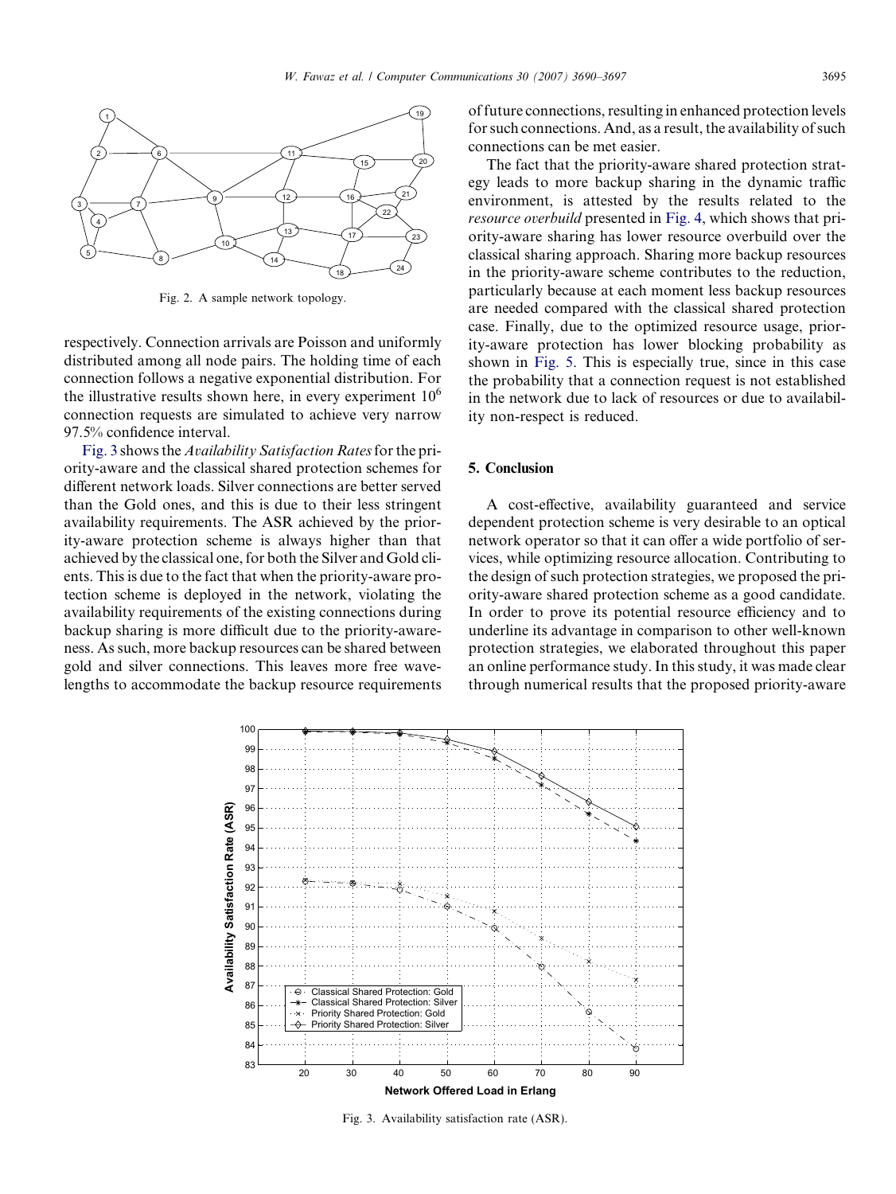Fig. 2. A sample network topology.

respectively. Connection arrivals are Poisson and uniformly distributed among all node pairs. The holding time of each connection follows a negative exponential distribution. For the illustrative results shown here, in every experiment $10^6$ connection requests are simulated to achieve very narrow 97.5% confidence interval.

Fig. 3 shows the *Availability Satisfaction Rates* for the priority-aware and the classical shared protection schemes for different network loads. Silver connections are better served than the Gold ones, and this is due to their less stringent availability requirements. The ASR achieved by the priority-aware protection scheme is always higher than that achieved by the classical one, for both the Silver and Gold clients. This is due to the fact that when the priority-aware protection scheme is deployed in the network, violating the availability requirements of the existing connections during backup sharing is more difficult due to the priority-awareness. As such, more backup resources can be shared between gold and silver connections. This leaves more free wavelengths to accommodate the backup resource requirements of future connections, resulting in enhanced protection levels for such connections. And, as a result, the availability of such connections can be met easier.

The fact that the priority-aware shared protection strategy leads to more backup sharing in the dynamic traffic environment, is attested by the results related to the *resource overbuild* presented in Fig. 4, which shows that priority-aware sharing has lower resource overbuild over the classical sharing approach. Sharing more backup resources in the priority-aware scheme contributes to the reduction, particularly because at each moment less backup resources are needed compared with the classical shared protection case. Finally, due to the optimized resource usage, priority-aware protection has lower blocking probability as shown in Fig. 5. This is especially true, since in this case the probability that a connection request is not established in the network due to lack of resources or due to availability non-respect is reduced.

## 5. Conclusion

A cost-effective, availability guaranteed and service dependent protection scheme is very desirable to an optical network operator so that it can offer a wide portfolio of services, while optimizing resource allocation. Contributing to the design of such protection strategies, we proposed the priority-aware shared protection scheme as a good candidate. In order to prove its potential resource efficiency and to underline its advantage in comparison to other well-known protection strategies, we elaborated throughout this paper an online performance study. In this study, it was made clear through numerical results that the proposed priority-aware

Fig. 3. Availability satisfaction rate (ASR).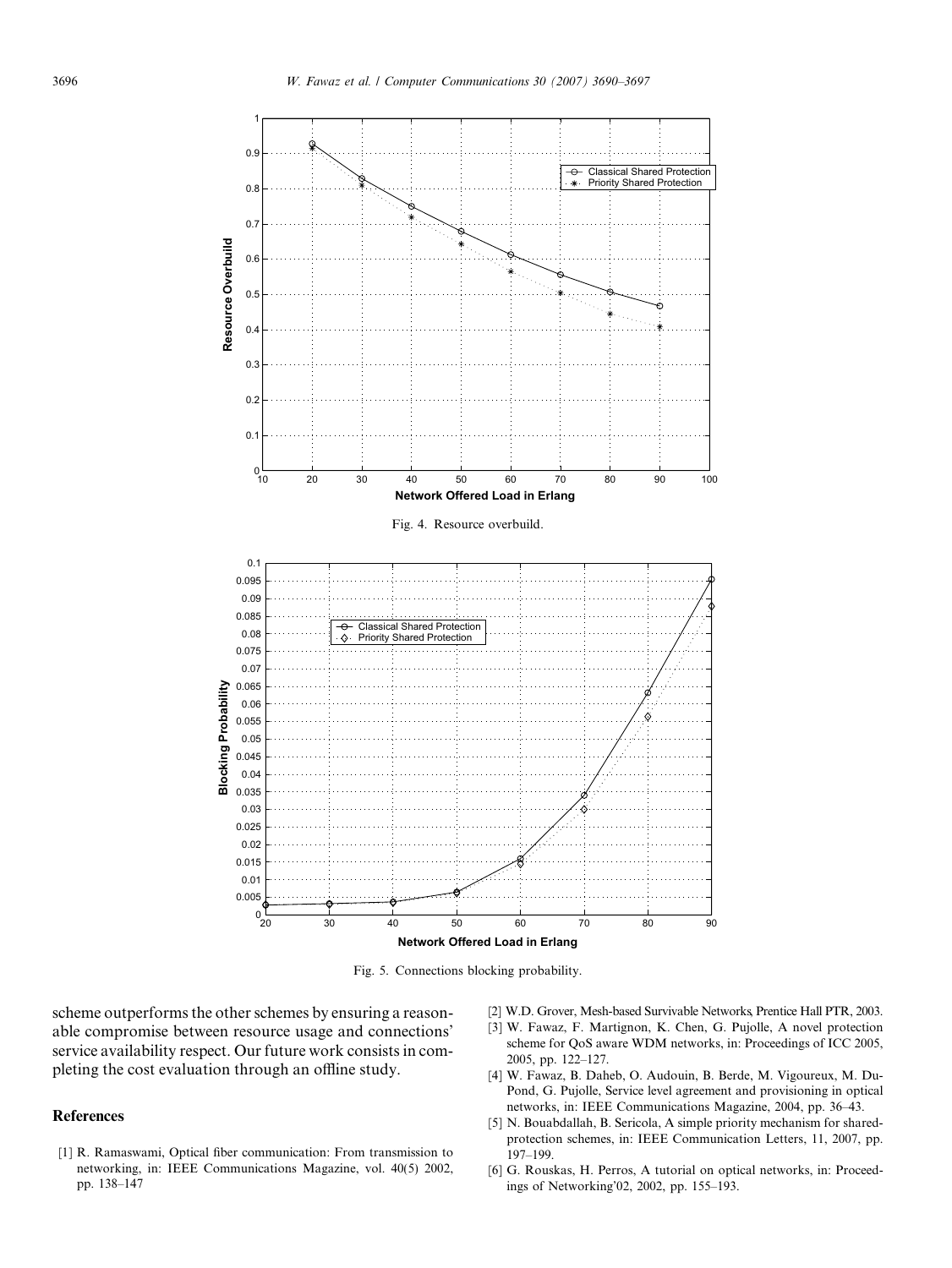Fig. 4. Resource overbuild.

Fig. 5. Connections blocking probability.

scheme outperforms the other schemes by ensuring a reasonable compromise between resource usage and connections' service availability respect. Our future work consists in completing the cost evaluation through an offline study.

## References

[1] R. Ramaswami, Optical fiber communication: From transmission to networking, in: IEEE Communications Magazine, vol. 40(5) 2002, pp. 138–147

[2] W.D. Grover, Mesh-based Survivable Networks, Prentice Hall PTR, 2003.

[3] W. Fawaz, F. Martignon, K. Chen, G. Pujolle, A novel protection scheme for QoS aware WDM networks, in: Proceedings of ICC 2005, 2005, pp. 122–127.

[4] W. Fawaz, B. Daheb, O. Audouin, B. Berde, M. Vigoureux, M. Du-Pond, G. Pujolle, Service level agreement and provisioning in optical networks, in: IEEE Communications Magazine, 2004, pp. 36–43.

[5] N. Bouabdallah, B. Sericola, A simple priority mechanism for shared-protection schemes, in: IEEE Communication Letters, 11, 2007, pp. 197–199.

[6] G. Rouskas, H. Perros, A tutorial on optical networks, in: Proceedings of Networking'02, 2002, pp. 155–193.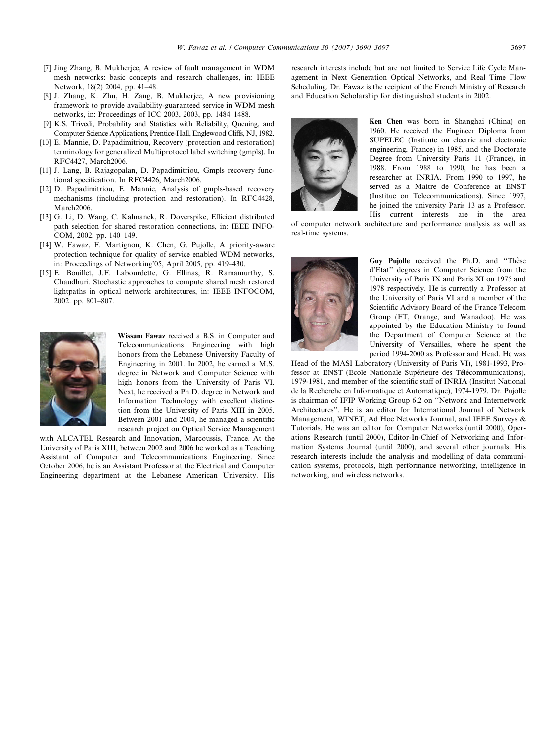[7] Jing Zhang, B. Mukherjee, A review of fault management in WDM mesh networks: basic concepts and research challenges, in: IEEE Network, 18(2) 2004, pp. 41–48.

[8] J. Zhang, K. Zhu, H. Zang, B. Mukherjee, A new provisioning framework to provide availability-guaranteed service in WDM mesh networks, in: Proceedings of ICC 2003, 2003, pp. 1484–1488.

[9] K.S. Trivedi, Probability and Statistics with Reliability, Queuing, and Computer Science Applications, Prentice-Hall, Englewood Cliffs, NJ, 1982.

[10] E. Mannie, D. Papadimitriou, Recovery (protection and restoration) terminology for generalized Multiprotocol label switching (gmpls). In RFC4427, March2006.

[11] J. Lang, B. Rajagopalan, D. Papadimitriou, Gmpls recovery functional specification. In RFC4426, March2006.

[12] D. Papadimitriou, E. Mannie, Analysis of gmpls-based recovery mechanisms (including protection and restoration). In RFC4428, March2006.

[13] G. Li, D. Wang, C. Kalmanek, R. Doverspike, Efficient distributed path selection for shared restoration connections, in: IEEE INFOCOM, 2002, pp. 140–149.

[14] W. Fawaz, F. Martignon, K. Chen, G. Pujolle, A priority-aware protection technique for quality of service enabled WDM networks, in: Proceedings of Networking'05, April 2005, pp. 419–430.

[15] E. Bouillet, J.F. Labourdette, G. Ellinas, R. Ramamurthy, S. Chaudhuri. Stochastic approaches to compute shared mesh restored lightpaths in optical network architectures, in: IEEE INFOCOM, 2002. pp. 801–807.

**Wissam Fawaz** received a B.S. in Computer and Telecommunications Engineering with high honors from the Lebanese University Faculty of Engineering in 2001. In 2002, he earned a M.S. degree in Network and Computer Science with high honors from the University of Paris VI. Next, he received a Ph.D. degree in Network and Information Technology with excellent distinction from the University of Paris XIII in 2005. Between 2001 and 2004, he managed a scientific research project on Optical Service Management with ALCATEL Research and Innovation, Marcoussis, France. At the University of Paris XIII, between 2002 and 2006 he worked as a Teaching Assistant of Computer and Telecommunications Engineering. Since October 2006, he is an Assistant Professor at the Electrical and Computer Engineering department at the Lebanese American University. His research interests include but are not limited to Service Life Cycle Management in Next Generation Optical Networks, and Real Time Flow Scheduling. Dr. Fawaz is the recipient of the French Ministry of Research and Education Scholarship for distinguished students in 2002.

**Ken Chen** was born in Shanghai (China) on 1960. He received the Engineer Diploma from SUPELEC (Institute on electric and electronic engineering, France) in 1985, and the Doctorate Degree from University Paris 11 (France), in 1988. From 1988 to 1990, he has been a researcher at INRIA. From 1990 to 1997, he served as a Maitre de Conference at ENST (Institue on Telecommunications). Since 1997, he joined the university Paris 13 as a Professor. His current interests are in the area of computer network architecture and performance analysis as well as real-time systems.

**Guy Pujolle** received the Ph.D. and ''Thèse d'Etat'' degrees in Computer Science from the University of Paris IX and Paris XI on 1975 and 1978 respectively. He is currently a Professor at the University of Paris VI and a member of the Scientific Advisory Board of the France Telecom Group (FT, Orange, and Wanadoo). He was appointed by the Education Ministry to found the Department of Computer Science at the University of Versailles, where he spent the period 1994-2000 as Professor and Head. He was Head of the MASI Laboratory (University of Paris VI), 1981-1993, Professor at ENST (Ecole Nationale Supérieure des Télécommunications), 1979-1981, and member of the scientific staff of INRIA (Institut National de la Recherche en Informatique et Automatique), 1974-1979. Dr. Pujolle is chairman of IFIP Working Group 6.2 on ''Network and Internetwork Architectures''. He is an editor for International Journal of Network Management, WINET, Ad Hoc Networks Journal, and IEEE Surveys & Tutorials. He was an editor for Computer Networks (until 2000), Operations Research (until 2000), Editor-In-Chief of Networking and Information Systems Journal (until 2000), and several other journals. His research interests include the analysis and modelling of data communication systems, protocols, high performance networking, intelligence in networking, and wireless networks.